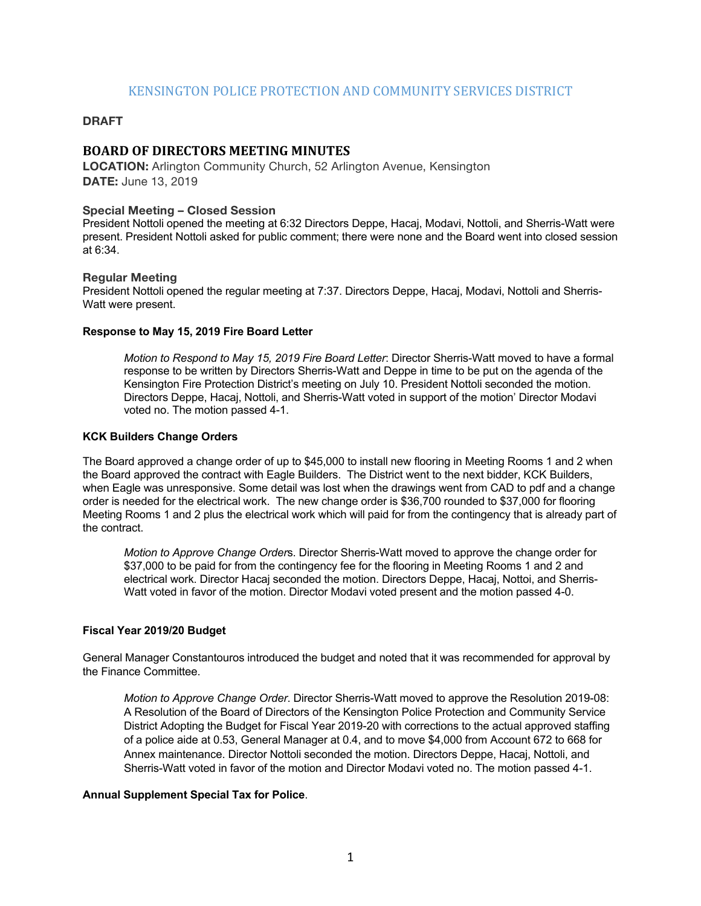KENSINGTON POLICE PROTECTION AND COMMUNITY SERVICES DISTRICT

**DRAFT**

# BOARD OF DIRECTORS MEETING MINUTES

**LOCATION:** Arlington Community Church, 52 Arlington Avenue, Kensington
**DATE:** June 13, 2019

### Special Meeting – Closed Session

President Nottoli opened the meeting at 6:32 Directors Deppe, Hacaj, Modavi, Nottoli, and Sherris-Watt were present. President Nottoli asked for public comment; there were none and the Board went into closed session at 6:34.

### Regular Meeting

President Nottoli opened the regular meeting at 7:37. Directors Deppe, Hacaj, Modavi, Nottoli and Sherris-Watt were present.

**Response to May 15, 2019 Fire Board Letter**

> *Motion to Respond to May 15, 2019 Fire Board Letter*: Director Sherris-Watt moved to have a formal response to be written by Directors Sherris-Watt and Deppe in time to be put on the agenda of the Kensington Fire Protection District's meeting on July 10. President Nottoli seconded the motion. Directors Deppe, Hacaj, Nottoli, and Sherris-Watt voted in support of the motion' Director Modavi voted no. The motion passed 4-1.

**KCK Builders Change Orders**

The Board approved a change order of up to $45,000 to install new flooring in Meeting Rooms 1 and 2 when the Board approved the contract with Eagle Builders. The District went to the next bidder, KCK Builders, when Eagle was unresponsive. Some detail was lost when the drawings went from CAD to pdf and a change order is needed for the electrical work. The new change order is $36,700 rounded to $37,000 for flooring Meeting Rooms 1 and 2 plus the electrical work which will paid for from the contingency that is already part of the contract.

> *Motion to Approve Change Order*s. Director Sherris-Watt moved to approve the change order for $37,000 to be paid for from the contingency fee for the flooring in Meeting Rooms 1 and 2 and electrical work. Director Hacaj seconded the motion. Directors Deppe, Hacaj, Nottoi, and Sherris-Watt voted in favor of the motion. Director Modavi voted present and the motion passed 4-0.

**Fiscal Year 2019/20 Budget**

General Manager Constantouros introduced the budget and noted that it was recommended for approval by the Finance Committee.

> *Motion to Approve Change Order*. Director Sherris-Watt moved to approve the Resolution 2019-08: A Resolution of the Board of Directors of the Kensington Police Protection and Community Service District Adopting the Budget for Fiscal Year 2019-20 with corrections to the actual approved staffing of a police aide at 0.53, General Manager at 0.4, and to move $4,000 from Account 672 to 668 for Annex maintenance. Director Nottoli seconded the motion. Directors Deppe, Hacaj, Nottoli, and Sherris-Watt voted in favor of the motion and Director Modavi voted no. The motion passed 4-1.

**Annual Supplement Special Tax for Police**.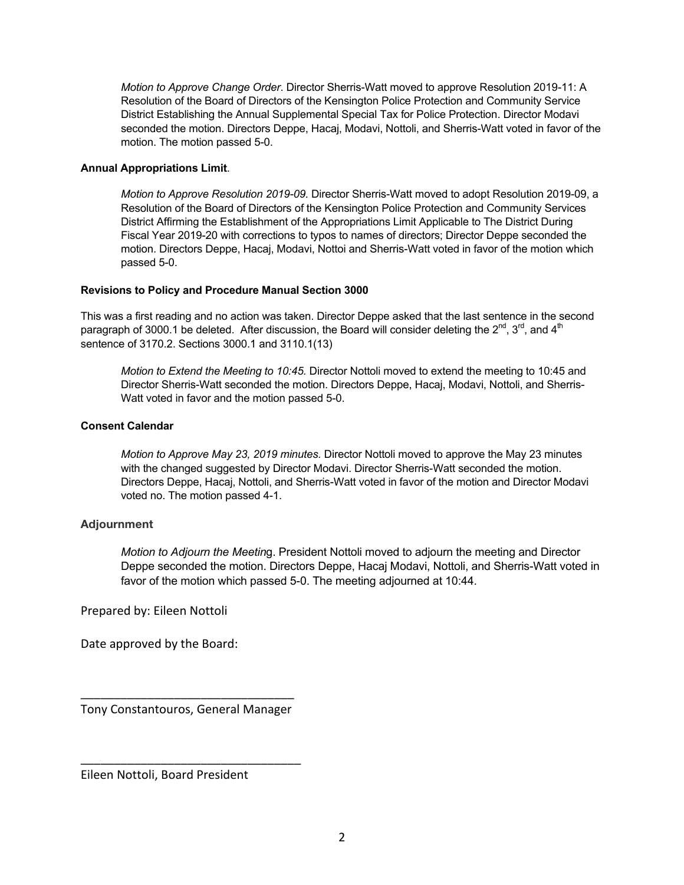*Motion to Approve Change Order*. Director Sherris-Watt moved to approve Resolution 2019-11: A Resolution of the Board of Directors of the Kensington Police Protection and Community Service District Establishing the Annual Supplemental Special Tax for Police Protection. Director Modavi seconded the motion. Directors Deppe, Hacaj, Modavi, Nottoli, and Sherris-Watt voted in favor of the motion. The motion passed 5-0.

**Annual Appropriations Limit**.

*Motion to Approve Resolution 2019-09.* Director Sherris-Watt moved to adopt Resolution 2019-09, a Resolution of the Board of Directors of the Kensington Police Protection and Community Services District Affirming the Establishment of the Appropriations Limit Applicable to The District During Fiscal Year 2019-20 with corrections to typos to names of directors; Director Deppe seconded the motion. Directors Deppe, Hacaj, Modavi, Nottoi and Sherris-Watt voted in favor of the motion which passed 5-0.

**Revisions to Policy and Procedure Manual Section 3000**

This was a first reading and no action was taken. Director Deppe asked that the last sentence in the second paragraph of 3000.1 be deleted. After discussion, the Board will consider deleting the 2nd, 3rd, and 4th sentence of 3170.2. Sections 3000.1 and 3110.1(13)

*Motion to Extend the Meeting to 10:45.* Director Nottoli moved to extend the meeting to 10:45 and Director Sherris-Watt seconded the motion. Directors Deppe, Hacaj, Modavi, Nottoli, and Sherris-Watt voted in favor and the motion passed 5-0.

**Consent Calendar**

*Motion to Approve May 23, 2019 minutes.* Director Nottoli moved to approve the May 23 minutes with the changed suggested by Director Modavi. Director Sherris-Watt seconded the motion. Directors Deppe, Hacaj, Nottoli, and Sherris-Watt voted in favor of the motion and Director Modavi voted no. The motion passed 4-1.

**Adjournment**

*Motion to Adjourn the Meetin*g. President Nottoli moved to adjourn the meeting and Director Deppe seconded the motion. Directors Deppe, Hacaj Modavi, Nottoli, and Sherris-Watt voted in favor of the motion which passed 5-0. The meeting adjourned at 10:44.

Prepared by: Eileen Nottoli

Date approved by the Board:

\_\_\_\_\_\_\_\_\_\_\_\_\_\_\_\_\_\_\_\_\_\_\_\_\_\_\_\_\_\_\_\_

Tony Constantouros, General Manager

\_\_\_\_\_\_\_\_\_\_\_\_\_\_\_\_\_\_\_\_\_\_\_\_\_\_\_\_\_\_\_\_

Eileen Nottoli, Board President